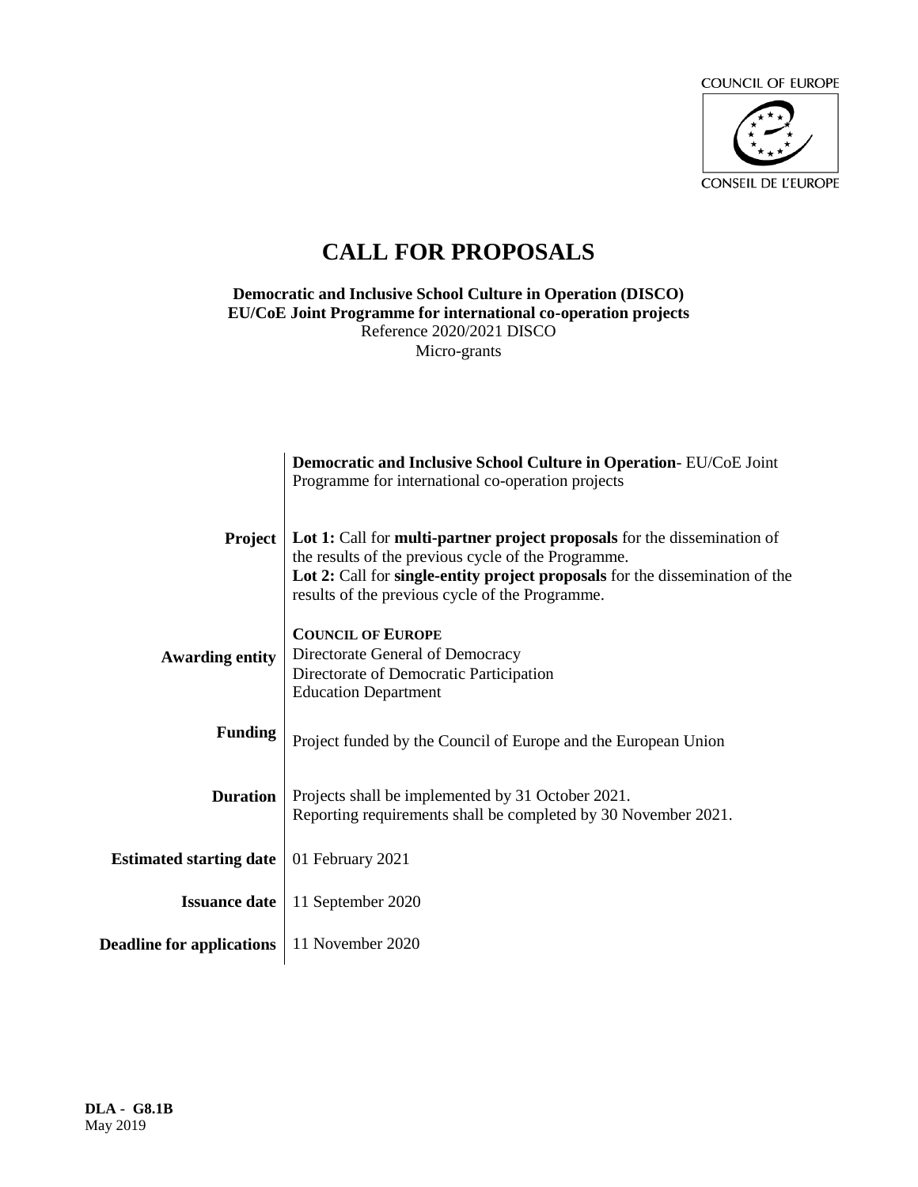COUNCIL OF EUROPE

CONSEIL DE L'EUROPE

# CALL FOR PROPOSALS

**Democratic and Inclusive School Culture in Operation (DISCO)**
**EU/CoE Joint Programme for international co-operation projects**
Reference 2020/2021 DISCO
Micro-grants

| | |
|---|---|
| **Project** | **Democratic and Inclusive School Culture in Operation**- EU/CoE Joint Programme for international co-operation projects<br><br>**Lot 1:** Call for **multi-partner project proposals** for the dissemination of the results of the previous cycle of the Programme.<br>**Lot 2:** Call for **single-entity project proposals** for the dissemination of the results of the previous cycle of the Programme. |
| **Awarding entity** | **COUNCIL OF EUROPE**<br>Directorate General of Democracy<br>Directorate of Democratic Participation<br>Education Department |
| **Funding** | Project funded by the Council of Europe and the European Union |
| **Duration** | Projects shall be implemented by 31 October 2021.<br>Reporting requirements shall be completed by 30 November 2021. |
| **Estimated starting date** | 01 February 2021 |
| **Issuance date** | 11 September 2020 |
| **Deadline for applications** | 11 November 2020 |

**DLA - G8.1B**
May 2019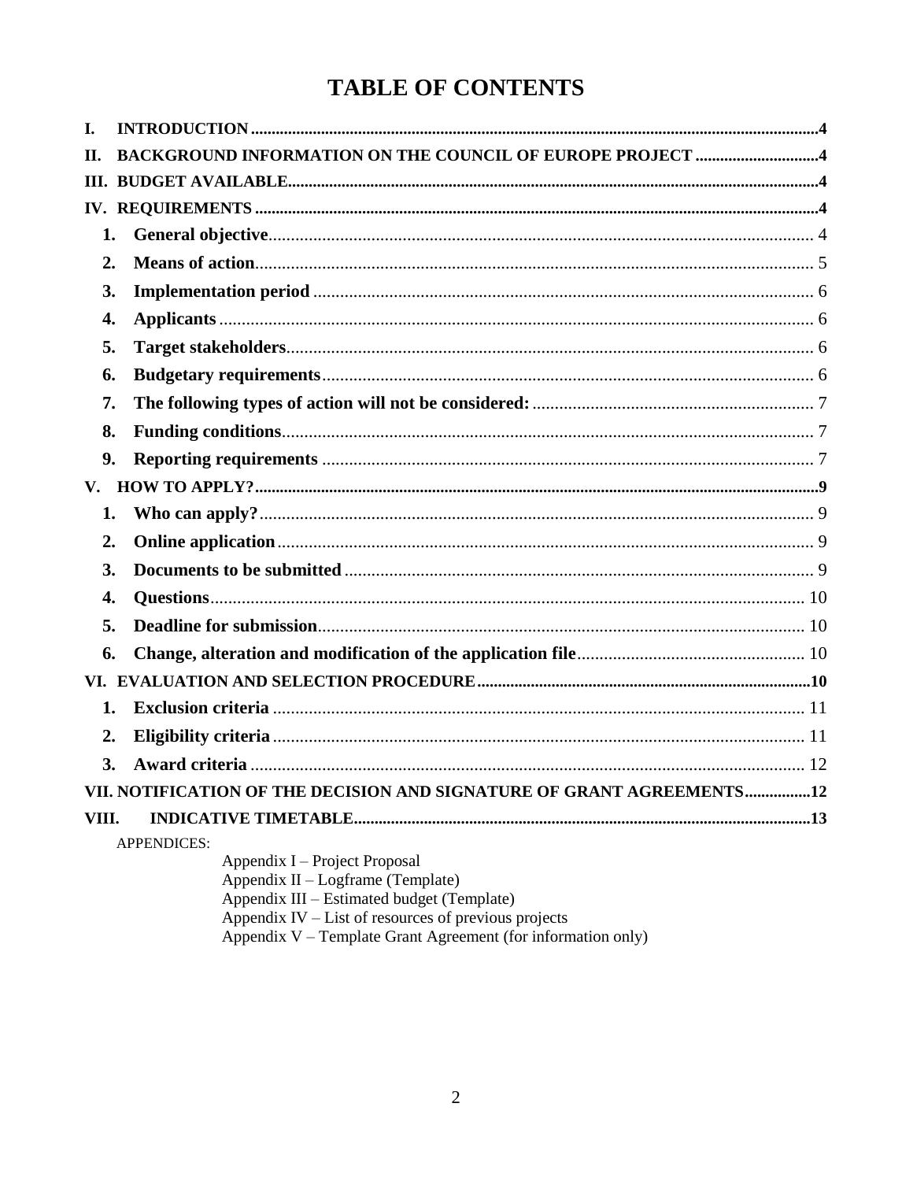# TABLE OF CONTENTS

**I. INTRODUCTION** ... 4

**II. BACKGROUND INFORMATION ON THE COUNCIL OF EUROPE PROJECT** ... 4

**III. BUDGET AVAILABLE** ... 4

**IV. REQUIREMENTS** ... 4

1. **General objective** ... 4
2. **Means of action** ... 5
3. **Implementation period** ... 6
4. **Applicants** ... 6
5. **Target stakeholders** ... 6
6. **Budgetary requirements** ... 6
7. **The following types of action will not be considered:** ... 7
8. **Funding conditions** ... 7
9. **Reporting requirements** ... 7

**V. HOW TO APPLY?** ... 9

1. **Who can apply?** ... 9
2. **Online application** ... 9
3. **Documents to be submitted** ... 9
4. **Questions** ... 10
5. **Deadline for submission** ... 10
6. **Change, alteration and modification of the application file** ... 10

**VI. EVALUATION AND SELECTION PROCEDURE** ... 10

1. **Exclusion criteria** ... 11
2. **Eligibility criteria** ... 11
3. **Award criteria** ... 12

**VII. NOTIFICATION OF THE DECISION AND SIGNATURE OF GRANT AGREEMENTS** ... 12

**VIII. INDICATIVE TIMETABLE** ... 13

APPENDICES:

- Appendix I – Project Proposal
- Appendix II – Logframe (Template)
- Appendix III – Estimated budget (Template)
- Appendix IV – List of resources of previous projects
- Appendix V – Template Grant Agreement (for information only)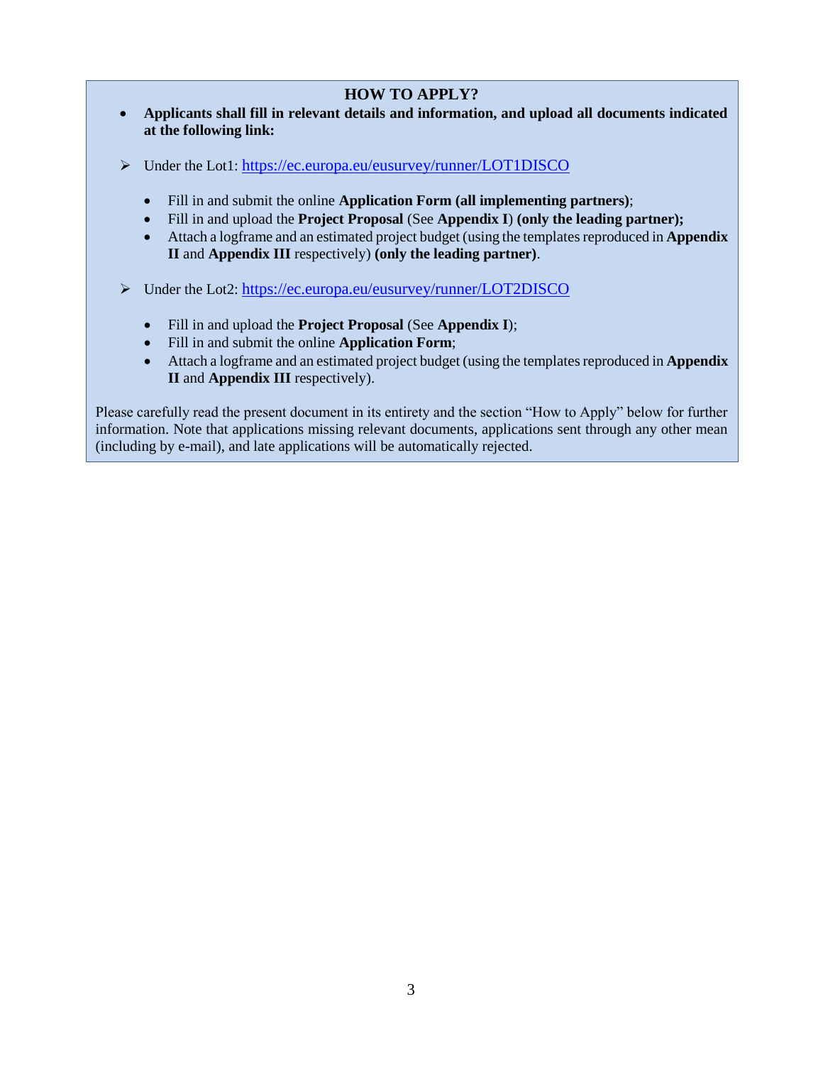## HOW TO APPLY?

- **Applicants shall fill in relevant details and information, and upload all documents indicated at the following link:**

- Under the Lot1: https://ec.europa.eu/eusurvey/runner/LOT1DISCO

  - Fill in and submit the online **Application Form (all implementing partners)**;
  - Fill in and upload the **Project Proposal** (See **Appendix I**) **(only the leading partner);**
  - Attach a logframe and an estimated project budget (using the templates reproduced in **Appendix II** and **Appendix III** respectively) **(only the leading partner)**.

- Under the Lot2: https://ec.europa.eu/eusurvey/runner/LOT2DISCO

  - Fill in and upload the **Project Proposal** (See **Appendix I**);
  - Fill in and submit the online **Application Form**;
  - Attach a logframe and an estimated project budget (using the templates reproduced in **Appendix II** and **Appendix III** respectively).

Please carefully read the present document in its entirety and the section "How to Apply" below for further information. Note that applications missing relevant documents, applications sent through any other mean (including by e-mail), and late applications will be automatically rejected.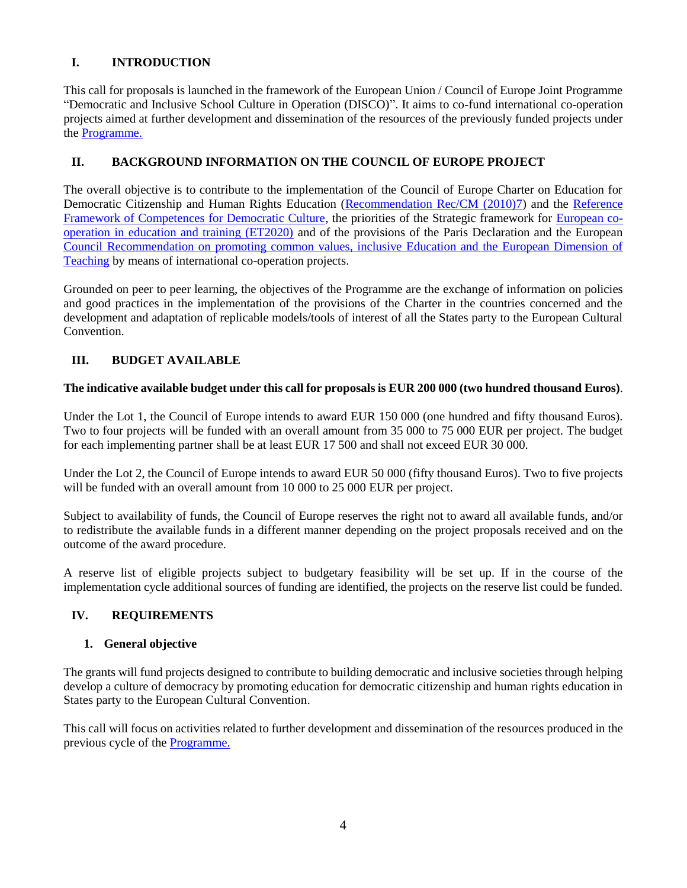## I. INTRODUCTION

This call for proposals is launched in the framework of the European Union / Council of Europe Joint Programme "Democratic and Inclusive School Culture in Operation (DISCO)". It aims to co-fund international co-operation projects aimed at further development and dissemination of the resources of the previously funded projects under the Programme.

## II. BACKGROUND INFORMATION ON THE COUNCIL OF EUROPE PROJECT

The overall objective is to contribute to the implementation of the Council of Europe Charter on Education for Democratic Citizenship and Human Rights Education (Recommendation Rec/CM (2010)7) and the Reference Framework of Competences for Democratic Culture, the priorities of the Strategic framework for European co-operation in education and training (ET2020) and of the provisions of the Paris Declaration and the European Council Recommendation on promoting common values, inclusive Education and the European Dimension of Teaching by means of international co-operation projects.

Grounded on peer to peer learning, the objectives of the Programme are the exchange of information on policies and good practices in the implementation of the provisions of the Charter in the countries concerned and the development and adaptation of replicable models/tools of interest of all the States party to the European Cultural Convention.

## III. BUDGET AVAILABLE

**The indicative available budget under this call for proposals is EUR 200 000 (two hundred thousand Euros)**.

Under the Lot 1, the Council of Europe intends to award EUR 150 000 (one hundred and fifty thousand Euros). Two to four projects will be funded with an overall amount from 35 000 to 75 000 EUR per project. The budget for each implementing partner shall be at least EUR 17 500 and shall not exceed EUR 30 000.

Under the Lot 2, the Council of Europe intends to award EUR 50 000 (fifty thousand Euros). Two to five projects will be funded with an overall amount from 10 000 to 25 000 EUR per project.

Subject to availability of funds, the Council of Europe reserves the right not to award all available funds, and/or to redistribute the available funds in a different manner depending on the project proposals received and on the outcome of the award procedure.

A reserve list of eligible projects subject to budgetary feasibility will be set up. If in the course of the implementation cycle additional sources of funding are identified, the projects on the reserve list could be funded.

## IV. REQUIREMENTS

### 1. General objective

The grants will fund projects designed to contribute to building democratic and inclusive societies through helping develop a culture of democracy by promoting education for democratic citizenship and human rights education in States party to the European Cultural Convention.

This call will focus on activities related to further development and dissemination of the resources produced in the previous cycle of the Programme.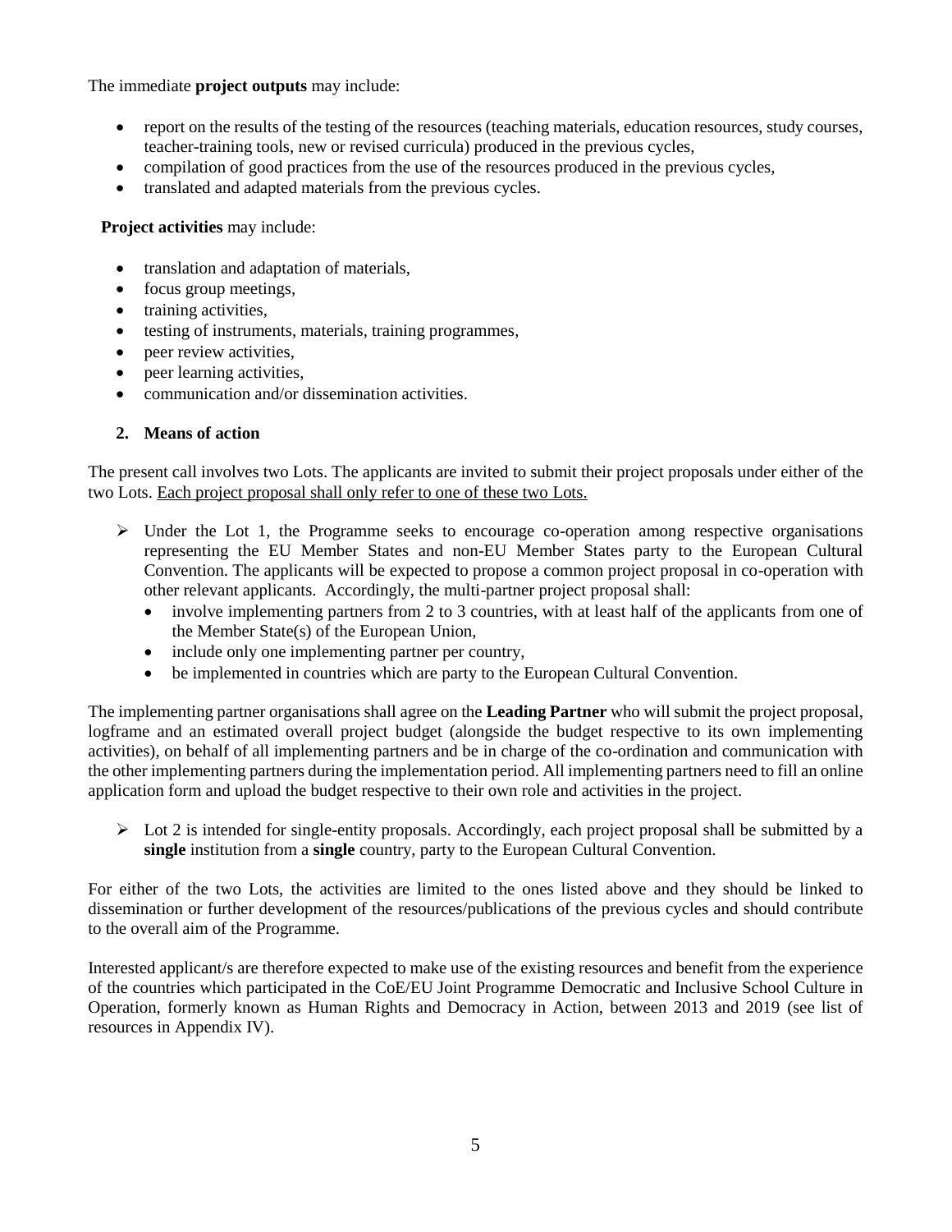The immediate **project outputs** may include:

- report on the results of the testing of the resources (teaching materials, education resources, study courses, teacher-training tools, new or revised curricula) produced in the previous cycles,
- compilation of good practices from the use of the resources produced in the previous cycles,
- translated and adapted materials from the previous cycles.

**Project activities** may include:

- translation and adaptation of materials,
- focus group meetings,
- training activities,
- testing of instruments, materials, training programmes,
- peer review activities,
- peer learning activities,
- communication and/or dissemination activities.

## 2. Means of action

The present call involves two Lots. The applicants are invited to submit their project proposals under either of the two Lots. <u>Each project proposal shall only refer to one of these two Lots.</u>

- Under the Lot 1, the Programme seeks to encourage co-operation among respective organisations representing the EU Member States and non-EU Member States party to the European Cultural Convention. The applicants will be expected to propose a common project proposal in co-operation with other relevant applicants. Accordingly, the multi-partner project proposal shall:
  - involve implementing partners from 2 to 3 countries, with at least half of the applicants from one of the Member State(s) of the European Union,
  - include only one implementing partner per country,
  - be implemented in countries which are party to the European Cultural Convention.

The implementing partner organisations shall agree on the **Leading Partner** who will submit the project proposal, logframe and an estimated overall project budget (alongside the budget respective to its own implementing activities), on behalf of all implementing partners and be in charge of the co-ordination and communication with the other implementing partners during the implementation period. All implementing partners need to fill an online application form and upload the budget respective to their own role and activities in the project.

- Lot 2 is intended for single-entity proposals. Accordingly, each project proposal shall be submitted by a **single** institution from a **single** country, party to the European Cultural Convention.

For either of the two Lots, the activities are limited to the ones listed above and they should be linked to dissemination or further development of the resources/publications of the previous cycles and should contribute to the overall aim of the Programme.

Interested applicant/s are therefore expected to make use of the existing resources and benefit from the experience of the countries which participated in the CoE/EU Joint Programme Democratic and Inclusive School Culture in Operation, formerly known as Human Rights and Democracy in Action, between 2013 and 2019 (see list of resources in Appendix IV).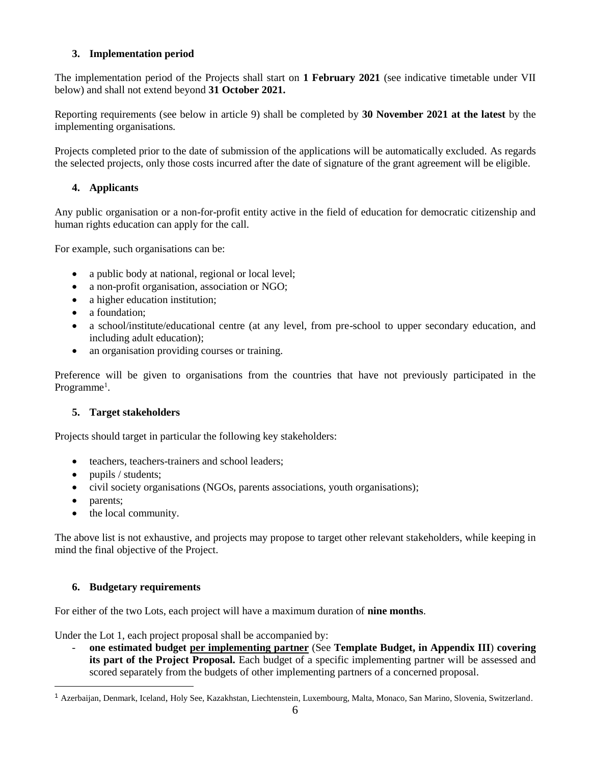### 3. Implementation period

The implementation period of the Projects shall start on **1 February 2021** (see indicative timetable under VII below) and shall not extend beyond **31 October 2021.**

Reporting requirements (see below in article 9) shall be completed by **30 November 2021 at the latest** by the implementing organisations.

Projects completed prior to the date of submission of the applications will be automatically excluded. As regards the selected projects, only those costs incurred after the date of signature of the grant agreement will be eligible.

### 4. Applicants

Any public organisation or a non-for-profit entity active in the field of education for democratic citizenship and human rights education can apply for the call.

For example, such organisations can be:

- a public body at national, regional or local level;
- a non-profit organisation, association or NGO;
- a higher education institution;
- a foundation;
- a school/institute/educational centre (at any level, from pre-school to upper secondary education, and including adult education);
- an organisation providing courses or training.

Preference will be given to organisations from the countries that have not previously participated in the Programme[1].

### 5. Target stakeholders

Projects should target in particular the following key stakeholders:

- teachers, teachers-trainers and school leaders;
- pupils / students;
- civil society organisations (NGOs, parents associations, youth organisations);
- parents;
- the local community.

The above list is not exhaustive, and projects may propose to target other relevant stakeholders, while keeping in mind the final objective of the Project.

### 6. Budgetary requirements

For either of the two Lots, each project will have a maximum duration of **nine months**.

Under the Lot 1, each project proposal shall be accompanied by:

- **one estimated budget <u>per implementing partner</u>** (See **Template Budget, in Appendix III**) **covering its part of the Project Proposal.** Each budget of a specific implementing partner will be assessed and scored separately from the budgets of other implementing partners of a concerned proposal.

[1] Azerbaijan, Denmark, Iceland, Holy See, Kazakhstan, Liechtenstein, Luxembourg, Malta, Monaco, San Marino, Slovenia, Switzerland.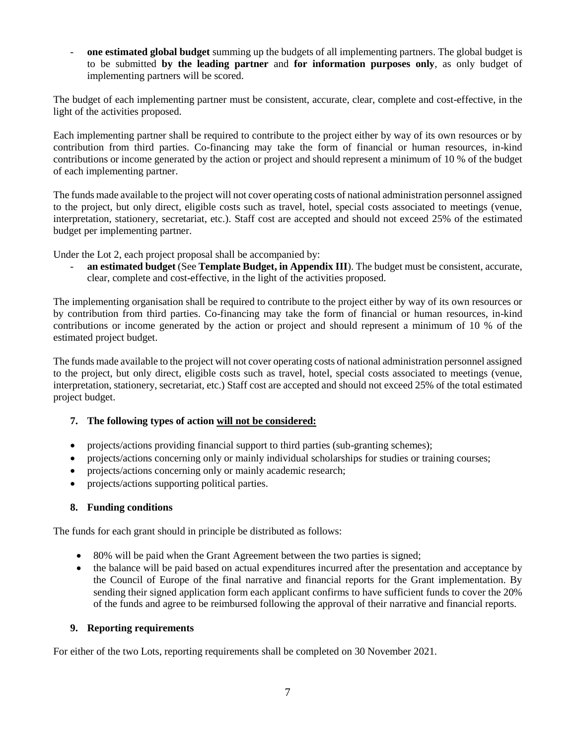- **one estimated global budget** summing up the budgets of all implementing partners. The global budget is to be submitted **by the leading partner** and **for information purposes only**, as only budget of implementing partners will be scored.

The budget of each implementing partner must be consistent, accurate, clear, complete and cost-effective, in the light of the activities proposed.

Each implementing partner shall be required to contribute to the project either by way of its own resources or by contribution from third parties. Co-financing may take the form of financial or human resources, in-kind contributions or income generated by the action or project and should represent a minimum of 10 % of the budget of each implementing partner.

The funds made available to the project will not cover operating costs of national administration personnel assigned to the project, but only direct, eligible costs such as travel, hotel, special costs associated to meetings (venue, interpretation, stationery, secretariat, etc.). Staff cost are accepted and should not exceed 25% of the estimated budget per implementing partner.

Under the Lot 2, each project proposal shall be accompanied by:

- **an estimated budget** (See **Template Budget, in Appendix III**). The budget must be consistent, accurate, clear, complete and cost-effective, in the light of the activities proposed.

The implementing organisation shall be required to contribute to the project either by way of its own resources or by contribution from third parties. Co-financing may take the form of financial or human resources, in-kind contributions or income generated by the action or project and should represent a minimum of 10 % of the estimated project budget.

The funds made available to the project will not cover operating costs of national administration personnel assigned to the project, but only direct, eligible costs such as travel, hotel, special costs associated to meetings (venue, interpretation, stationery, secretariat, etc.) Staff cost are accepted and should not exceed 25% of the total estimated project budget.

## 7. The following types of action <u>will not be considered:</u>

- projects/actions providing financial support to third parties (sub-granting schemes);
- projects/actions concerning only or mainly individual scholarships for studies or training courses;
- projects/actions concerning only or mainly academic research;
- projects/actions supporting political parties.

## 8. Funding conditions

The funds for each grant should in principle be distributed as follows:

- 80% will be paid when the Grant Agreement between the two parties is signed;
- the balance will be paid based on actual expenditures incurred after the presentation and acceptance by the Council of Europe of the final narrative and financial reports for the Grant implementation. By sending their signed application form each applicant confirms to have sufficient funds to cover the 20% of the funds and agree to be reimbursed following the approval of their narrative and financial reports.

## 9. Reporting requirements

For either of the two Lots, reporting requirements shall be completed on 30 November 2021.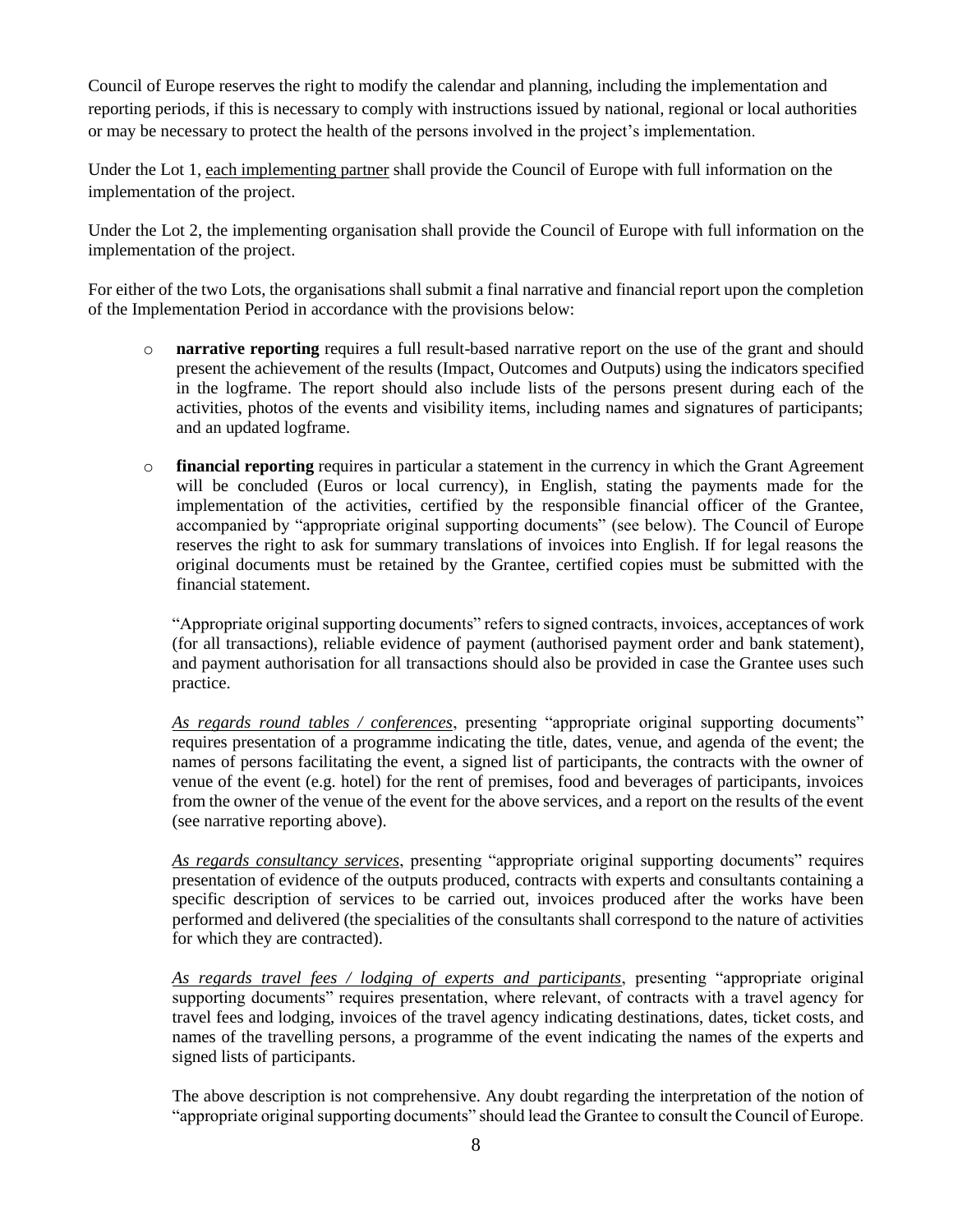Council of Europe reserves the right to modify the calendar and planning, including the implementation and reporting periods, if this is necessary to comply with instructions issued by national, regional or local authorities or may be necessary to protect the health of the persons involved in the project's implementation.

Under the Lot 1, <u>each implementing partner</u> shall provide the Council of Europe with full information on the implementation of the project.

Under the Lot 2, the implementing organisation shall provide the Council of Europe with full information on the implementation of the project.

For either of the two Lots, the organisations shall submit a final narrative and financial report upon the completion of the Implementation Period in accordance with the provisions below:

- **narrative reporting** requires a full result-based narrative report on the use of the grant and should present the achievement of the results (Impact, Outcomes and Outputs) using the indicators specified in the logframe. The report should also include lists of the persons present during each of the activities, photos of the events and visibility items, including names and signatures of participants; and an updated logframe.

- **financial reporting** requires in particular a statement in the currency in which the Grant Agreement will be concluded (Euros or local currency), in English, stating the payments made for the implementation of the activities, certified by the responsible financial officer of the Grantee, accompanied by "appropriate original supporting documents" (see below). The Council of Europe reserves the right to ask for summary translations of invoices into English. If for legal reasons the original documents must be retained by the Grantee, certified copies must be submitted with the financial statement.

  "Appropriate original supporting documents" refers to signed contracts, invoices, acceptances of work (for all transactions), reliable evidence of payment (authorised payment order and bank statement), and payment authorisation for all transactions should also be provided in case the Grantee uses such practice.

  *<u>As regards round tables / conferences</u>*, presenting "appropriate original supporting documents" requires presentation of a programme indicating the title, dates, venue, and agenda of the event; the names of persons facilitating the event, a signed list of participants, the contracts with the owner of venue of the event (e.g. hotel) for the rent of premises, food and beverages of participants, invoices from the owner of the venue of the event for the above services, and a report on the results of the event (see narrative reporting above).

  *<u>As regards consultancy services</u>*, presenting "appropriate original supporting documents" requires presentation of evidence of the outputs produced, contracts with experts and consultants containing a specific description of services to be carried out, invoices produced after the works have been performed and delivered (the specialities of the consultants shall correspond to the nature of activities for which they are contracted).

  *<u>As regards travel fees / lodging of experts and participants</u>*, presenting "appropriate original supporting documents" requires presentation, where relevant, of contracts with a travel agency for travel fees and lodging, invoices of the travel agency indicating destinations, dates, ticket costs, and names of the travelling persons, a programme of the event indicating the names of the experts and signed lists of participants.

  The above description is not comprehensive. Any doubt regarding the interpretation of the notion of "appropriate original supporting documents" should lead the Grantee to consult the Council of Europe.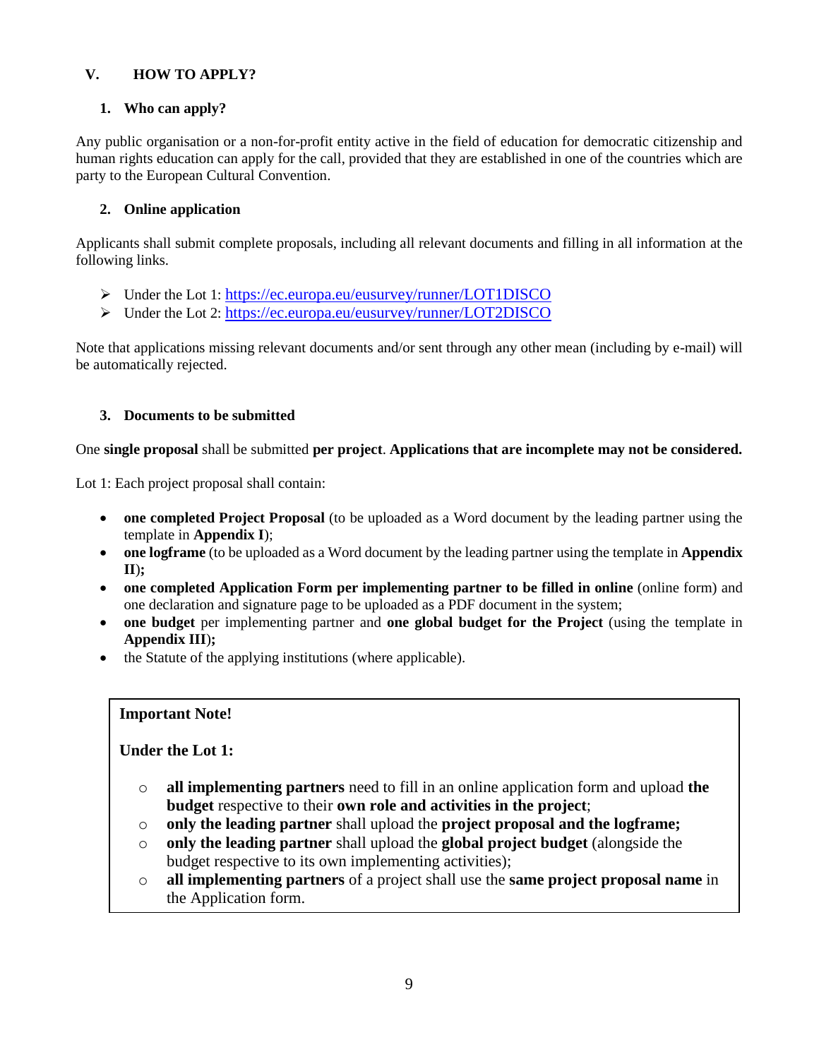## V. HOW TO APPLY?

### 1. Who can apply?

Any public organisation or a non-for-profit entity active in the field of education for democratic citizenship and human rights education can apply for the call, provided that they are established in one of the countries which are party to the European Cultural Convention.

### 2. Online application

Applicants shall submit complete proposals, including all relevant documents and filling in all information at the following links.

- Under the Lot 1: https://ec.europa.eu/eusurvey/runner/LOT1DISCO
- Under the Lot 2: https://ec.europa.eu/eusurvey/runner/LOT2DISCO

Note that applications missing relevant documents and/or sent through any other mean (including by e-mail) will be automatically rejected.

### 3. Documents to be submitted

One **single proposal** shall be submitted **per project**. **Applications that are incomplete may not be considered.**

Lot 1: Each project proposal shall contain:

- **one completed Project Proposal** (to be uploaded as a Word document by the leading partner using the template in **Appendix I**);
- **one logframe** (to be uploaded as a Word document by the leading partner using the template in **Appendix II);**
- **one completed Application Form per implementing partner to be filled in online** (online form) and one declaration and signature page to be uploaded as a PDF document in the system;
- **one budget** per implementing partner and **one global budget for the Project** (using the template in **Appendix III);**
- the Statute of the applying institutions (where applicable).

**Important Note!**

**Under the Lot 1:**

- **all implementing partners** need to fill in an online application form and upload **the budget** respective to their **own role and activities in the project**;
- **only the leading partner** shall upload the **project proposal and the logframe;**
- **only the leading partner** shall upload the **global project budget** (alongside the budget respective to its own implementing activities);
- **all implementing partners** of a project shall use the **same project proposal name** in the Application form.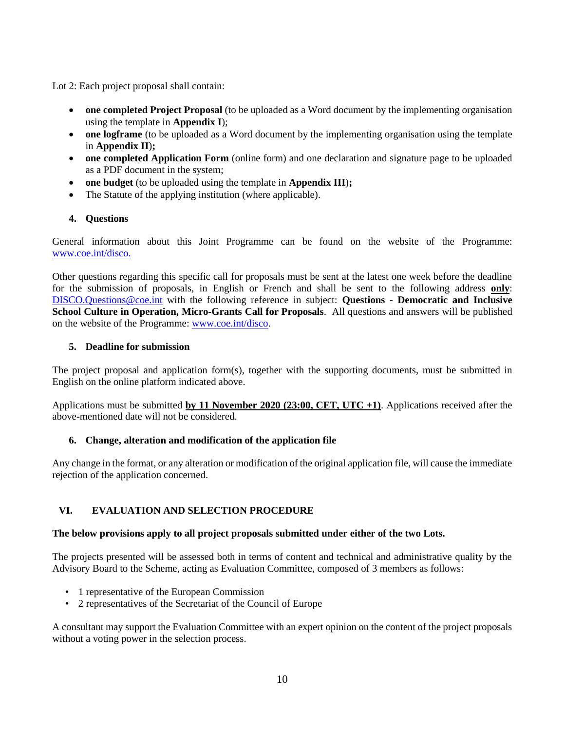Lot 2: Each project proposal shall contain:

- **one completed Project Proposal** (to be uploaded as a Word document by the implementing organisation using the template in **Appendix I**);
- **one logframe** (to be uploaded as a Word document by the implementing organisation using the template in **Appendix II**);
- **one completed Application Form** (online form) and one declaration and signature page to be uploaded as a PDF document in the system;
- **one budget** (to be uploaded using the template in **Appendix III**);
- The Statute of the applying institution (where applicable).

### 4. Questions

General information about this Joint Programme can be found on the website of the Programme: [www.coe.int/disco.](http://www.coe.int/disco)

Other questions regarding this specific call for proposals must be sent at the latest one week before the deadline for the submission of proposals, in English or French and shall be sent to the following address **only**: [DISCO.Questions@coe.int](mailto:DISCO.Questions@coe.int) with the following reference in subject: **Questions - Democratic and Inclusive School Culture in Operation, Micro-Grants Call for Proposals**. All questions and answers will be published on the website of the Programme: [www.coe.int/disco](http://www.coe.int/disco).

### 5. Deadline for submission

The project proposal and application form(s), together with the supporting documents, must be submitted in English on the online platform indicated above.

Applications must be submitted **by 11 November 2020 (23:00, CET, UTC +1)**. Applications received after the above-mentioned date will not be considered.

### 6. Change, alteration and modification of the application file

Any change in the format, or any alteration or modification of the original application file, will cause the immediate rejection of the application concerned.

## VI. EVALUATION AND SELECTION PROCEDURE

**The below provisions apply to all project proposals submitted under either of the two Lots.**

The projects presented will be assessed both in terms of content and technical and administrative quality by the Advisory Board to the Scheme, acting as Evaluation Committee, composed of 3 members as follows:

- 1 representative of the European Commission
- 2 representatives of the Secretariat of the Council of Europe

A consultant may support the Evaluation Committee with an expert opinion on the content of the project proposals without a voting power in the selection process.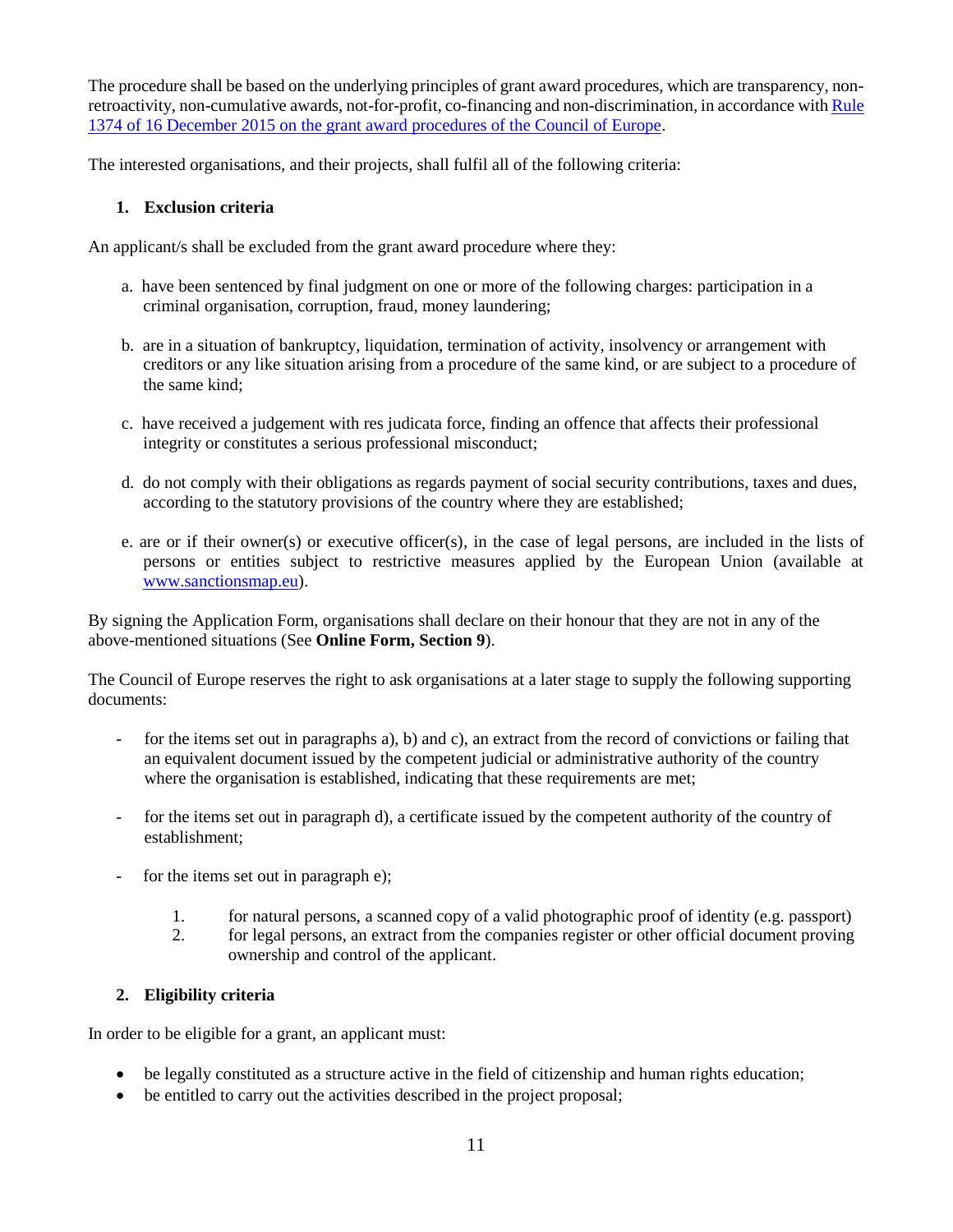The procedure shall be based on the underlying principles of grant award procedures, which are transparency, non-retroactivity, non-cumulative awards, not-for-profit, co-financing and non-discrimination, in accordance with [Rule 1374 of 16 December 2015 on the grant award procedures of the Council of Europe](#).

The interested organisations, and their projects, shall fulfil all of the following criteria:

### 1. Exclusion criteria

An applicant/s shall be excluded from the grant award procedure where they:

a. have been sentenced by final judgment on one or more of the following charges: participation in a criminal organisation, corruption, fraud, money laundering;

b. are in a situation of bankruptcy, liquidation, termination of activity, insolvency or arrangement with creditors or any like situation arising from a procedure of the same kind, or are subject to a procedure of the same kind;

c. have received a judgement with res judicata force, finding an offence that affects their professional integrity or constitutes a serious professional misconduct;

d. do not comply with their obligations as regards payment of social security contributions, taxes and dues, according to the statutory provisions of the country where they are established;

e. are or if their owner(s) or executive officer(s), in the case of legal persons, are included in the lists of persons or entities subject to restrictive measures applied by the European Union (available at www.sanctionsmap.eu).

By signing the Application Form, organisations shall declare on their honour that they are not in any of the above-mentioned situations (See **Online Form, Section 9**).

The Council of Europe reserves the right to ask organisations at a later stage to supply the following supporting documents:

- for the items set out in paragraphs a), b) and c), an extract from the record of convictions or failing that an equivalent document issued by the competent judicial or administrative authority of the country where the organisation is established, indicating that these requirements are met;

- for the items set out in paragraph d), a certificate issued by the competent authority of the country of establishment;

- for the items set out in paragraph e);

    1. for natural persons, a scanned copy of a valid photographic proof of identity (e.g. passport)
    2. for legal persons, an extract from the companies register or other official document proving ownership and control of the applicant.

### 2. Eligibility criteria

In order to be eligible for a grant, an applicant must:

- be legally constituted as a structure active in the field of citizenship and human rights education;
- be entitled to carry out the activities described in the project proposal;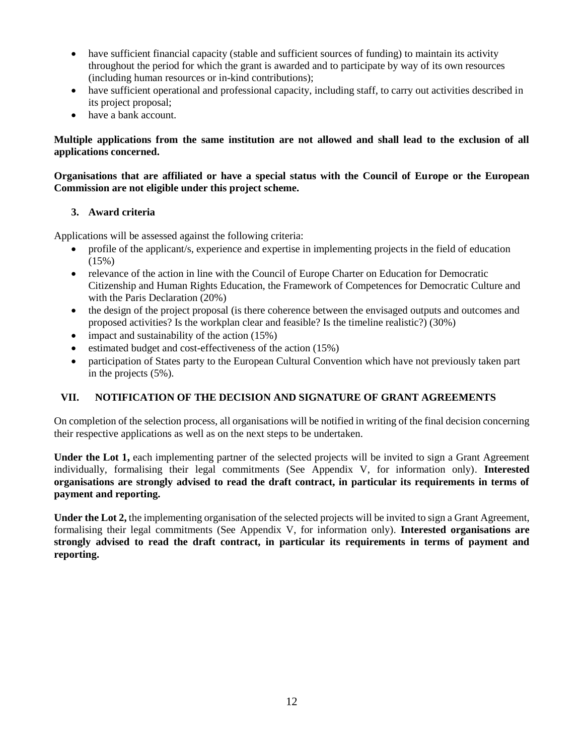- have sufficient financial capacity (stable and sufficient sources of funding) to maintain its activity throughout the period for which the grant is awarded and to participate by way of its own resources (including human resources or in-kind contributions);
- have sufficient operational and professional capacity, including staff, to carry out activities described in its project proposal;
- have a bank account.

**Multiple applications from the same institution are not allowed and shall lead to the exclusion of all applications concerned.**

**Organisations that are affiliated or have a special status with the Council of Europe or the European Commission are not eligible under this project scheme.**

### 3. Award criteria

Applications will be assessed against the following criteria:

- profile of the applicant/s, experience and expertise in implementing projects in the field of education (15%)
- relevance of the action in line with the Council of Europe Charter on Education for Democratic Citizenship and Human Rights Education, the Framework of Competences for Democratic Culture and with the Paris Declaration (20%)
- the design of the project proposal (is there coherence between the envisaged outputs and outcomes and proposed activities? Is the workplan clear and feasible? Is the timeline realistic?) (30%)
- impact and sustainability of the action (15%)
- estimated budget and cost-effectiveness of the action (15%)
- participation of States party to the European Cultural Convention which have not previously taken part in the projects (5%).

## VII. NOTIFICATION OF THE DECISION AND SIGNATURE OF GRANT AGREEMENTS

On completion of the selection process, all organisations will be notified in writing of the final decision concerning their respective applications as well as on the next steps to be undertaken.

**Under the Lot 1,** each implementing partner of the selected projects will be invited to sign a Grant Agreement individually, formalising their legal commitments (See Appendix V, for information only). **Interested organisations are strongly advised to read the draft contract, in particular its requirements in terms of payment and reporting.**

**Under the Lot 2,** the implementing organisation of the selected projects will be invited to sign a Grant Agreement, formalising their legal commitments (See Appendix V, for information only). **Interested organisations are strongly advised to read the draft contract, in particular its requirements in terms of payment and reporting.**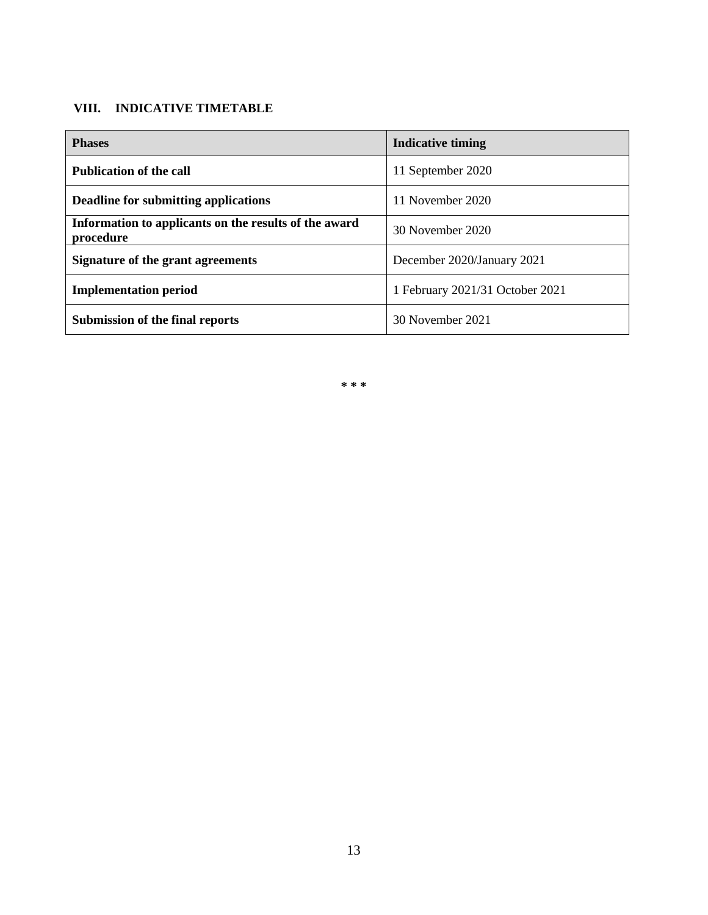## VIII. INDICATIVE TIMETABLE

| Phases | Indicative timing |
|---|---|
| **Publication of the call** | 11 September 2020 |
| **Deadline for submitting applications** | 11 November 2020 |
| **Information to applicants on the results of the award procedure** | 30 November 2020 |
| **Signature of the grant agreements** | December 2020/January 2021 |
| **Implementation period** | 1 February 2021/31 October 2021 |
| **Submission of the final reports** | 30 November 2021 |

**\* \* \***